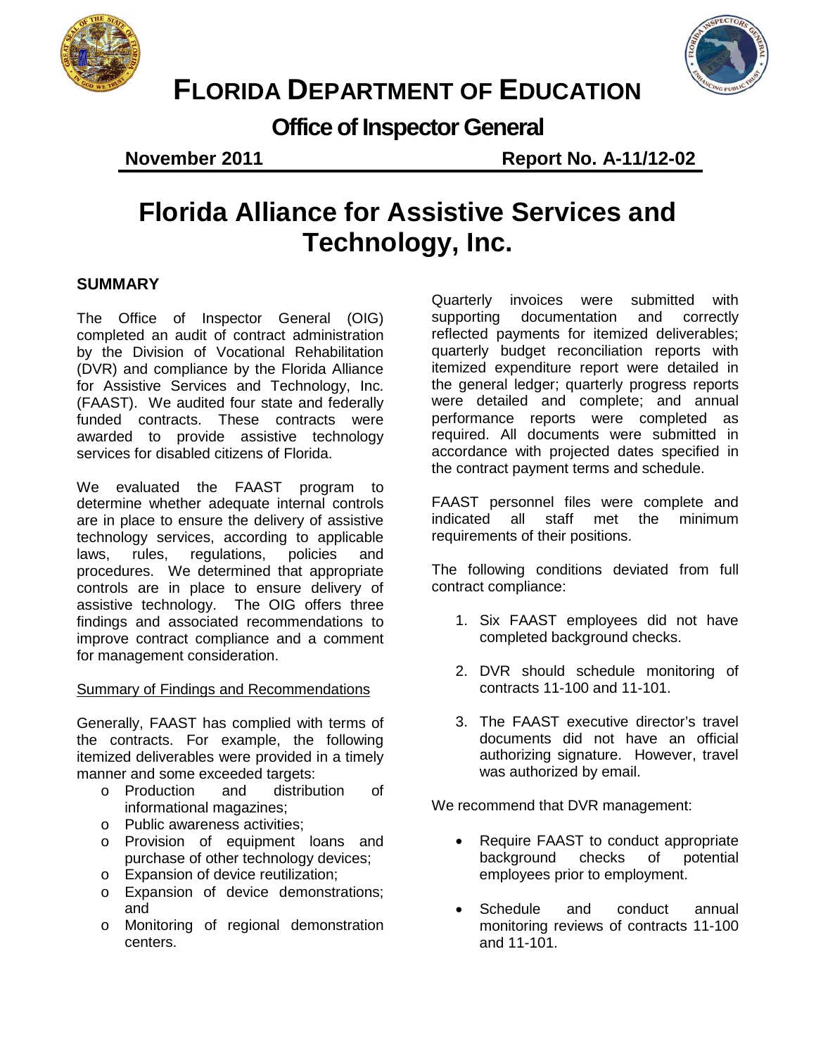# FLORIDA DEPARTMENT OF EDUCATION

## Office of Inspector General

**November 2011** **Report No. A-11/12-02**

# Florida Alliance for Assistive Services and Technology, Inc.

## SUMMARY

The Office of Inspector General (OIG) completed an audit of contract administration by the Division of Vocational Rehabilitation (DVR) and compliance by the Florida Alliance for Assistive Services and Technology, Inc. (FAAST). We audited four state and federally funded contracts. These contracts were awarded to provide assistive technology services for disabled citizens of Florida.

We evaluated the FAAST program to determine whether adequate internal controls are in place to ensure the delivery of assistive technology services, according to applicable laws, rules, regulations, policies and procedures. We determined that appropriate controls are in place to ensure delivery of assistive technology. The OIG offers three findings and associated recommendations to improve contract compliance and a comment for management consideration.

Summary of Findings and Recommendations

Generally, FAAST has complied with terms of the contracts. For example, the following itemized deliverables were provided in a timely manner and some exceeded targets:

- Production and distribution of informational magazines;
- Public awareness activities;
- Provision of equipment loans and purchase of other technology devices;
- Expansion of device reutilization;
- Expansion of device demonstrations; and
- Monitoring of regional demonstration centers.

Quarterly invoices were submitted with supporting documentation and correctly reflected payments for itemized deliverables; quarterly budget reconciliation reports with itemized expenditure report were detailed in the general ledger; quarterly progress reports were detailed and complete; and annual performance reports were completed as required. All documents were submitted in accordance with projected dates specified in the contract payment terms and schedule.

FAAST personnel files were complete and indicated all staff met the minimum requirements of their positions.

The following conditions deviated from full contract compliance:

1. Six FAAST employees did not have completed background checks.
2. DVR should schedule monitoring of contracts 11-100 and 11-101.
3. The FAAST executive director's travel documents did not have an official authorizing signature. However, travel was authorized by email.

We recommend that DVR management:

- Require FAAST to conduct appropriate background checks of potential employees prior to employment.
- Schedule and conduct annual monitoring reviews of contracts 11-100 and 11-101.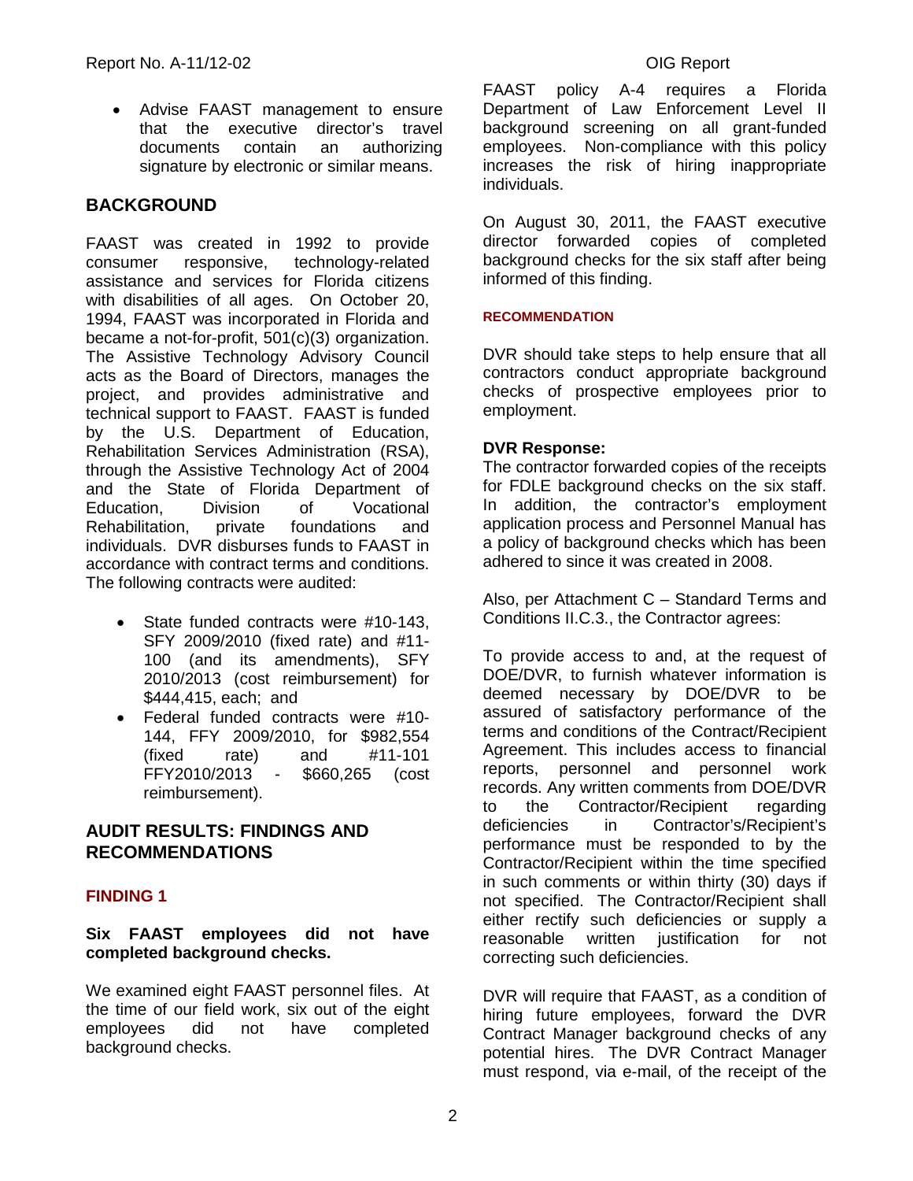- Advise FAAST management to ensure that the executive director's travel documents contain an authorizing signature by electronic or similar means.

## BACKGROUND

FAAST was created in 1992 to provide consumer responsive, technology-related assistance and services for Florida citizens with disabilities of all ages. On October 20, 1994, FAAST was incorporated in Florida and became a not-for-profit, 501(c)(3) organization. The Assistive Technology Advisory Council acts as the Board of Directors, manages the project, and provides administrative and technical support to FAAST. FAAST is funded by the U.S. Department of Education, Rehabilitation Services Administration (RSA), through the Assistive Technology Act of 2004 and the State of Florida Department of Education, Division of Vocational Rehabilitation, private foundations and individuals. DVR disburses funds to FAAST in accordance with contract terms and conditions. The following contracts were audited:

- State funded contracts were #10-143, SFY 2009/2010 (fixed rate) and #11-100 (and its amendments), SFY 2010/2013 (cost reimbursement) for $444,415, each; and
- Federal funded contracts were #10-144, FFY 2009/2010, for $982,554 (fixed rate) and #11-101 FFY2010/2013 - $660,265 (cost reimbursement).

## AUDIT RESULTS: FINDINGS AND RECOMMENDATIONS

### FINDING 1

**Six FAAST employees did not have completed background checks.**

We examined eight FAAST personnel files. At the time of our field work, six out of the eight employees did not have completed background checks.

FAAST policy A-4 requires a Florida Department of Law Enforcement Level II background screening on all grant-funded employees. Non-compliance with this policy increases the risk of hiring inappropriate individuals.

On August 30, 2011, the FAAST executive director forwarded copies of completed background checks for the six staff after being informed of this finding.

#### RECOMMENDATION

DVR should take steps to help ensure that all contractors conduct appropriate background checks of prospective employees prior to employment.

**DVR Response:**
The contractor forwarded copies of the receipts for FDLE background checks on the six staff. In addition, the contractor's employment application process and Personnel Manual has a policy of background checks which has been adhered to since it was created in 2008.

Also, per Attachment C – Standard Terms and Conditions II.C.3., the Contractor agrees:

To provide access to and, at the request of DOE/DVR, to furnish whatever information is deemed necessary by DOE/DVR to be assured of satisfactory performance of the terms and conditions of the Contract/Recipient Agreement. This includes access to financial reports, personnel and personnel work records. Any written comments from DOE/DVR to the Contractor/Recipient regarding deficiencies in Contractor's/Recipient's performance must be responded to by the Contractor/Recipient within the time specified in such comments or within thirty (30) days if not specified. The Contractor/Recipient shall either rectify such deficiencies or supply a reasonable written justification for not correcting such deficiencies.

DVR will require that FAAST, as a condition of hiring future employees, forward the DVR Contract Manager background checks of any potential hires. The DVR Contract Manager must respond, via e-mail, of the receipt of the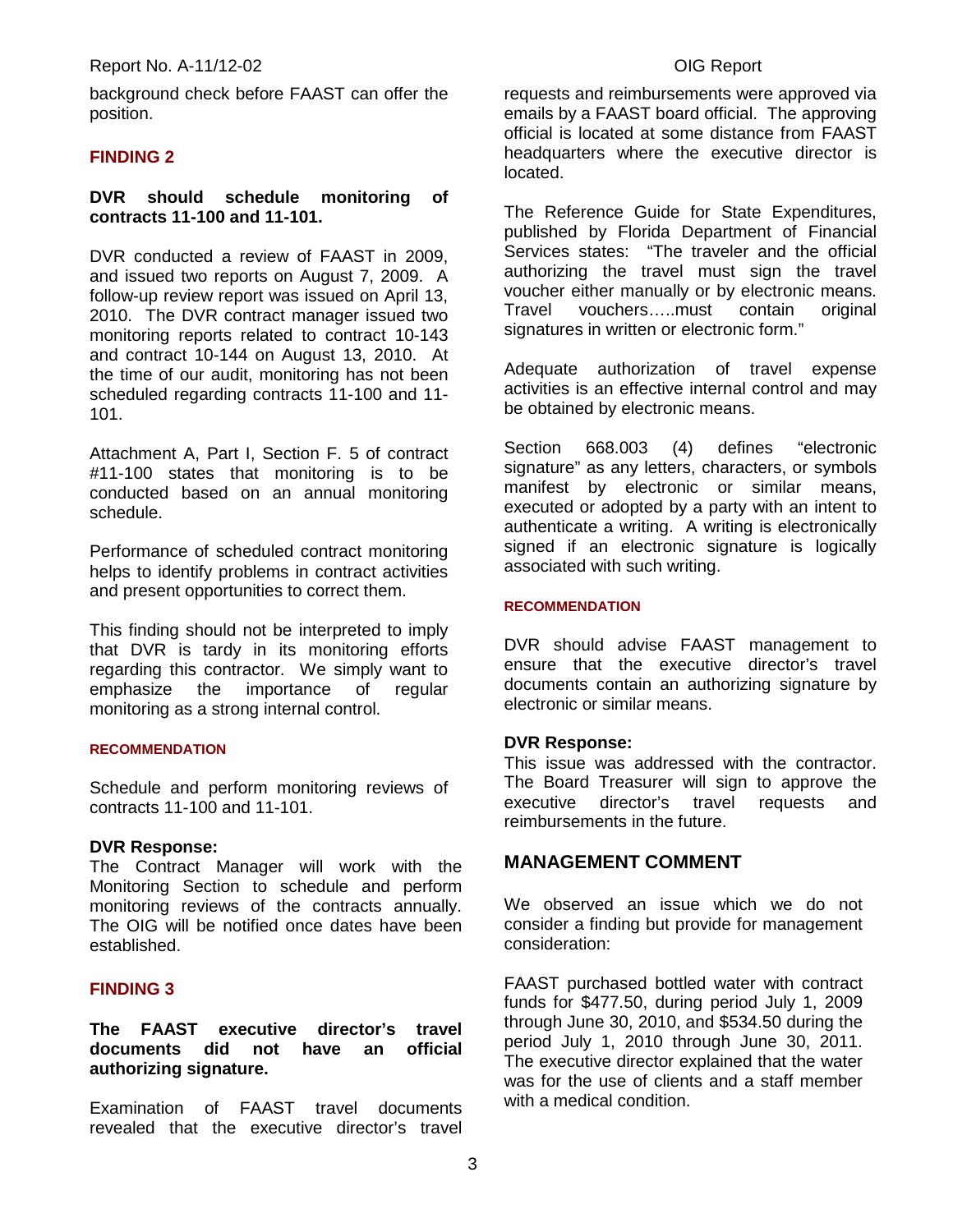background check before FAAST can offer the position.

## FINDING 2

**DVR should schedule monitoring of contracts 11-100 and 11-101.**

DVR conducted a review of FAAST in 2009, and issued two reports on August 7, 2009. A follow-up review report was issued on April 13, 2010. The DVR contract manager issued two monitoring reports related to contract 10-143 and contract 10-144 on August 13, 2010. At the time of our audit, monitoring has not been scheduled regarding contracts 11-100 and 11-101.

Attachment A, Part I, Section F. 5 of contract #11-100 states that monitoring is to be conducted based on an annual monitoring schedule.

Performance of scheduled contract monitoring helps to identify problems in contract activities and present opportunities to correct them.

This finding should not be interpreted to imply that DVR is tardy in its monitoring efforts regarding this contractor. We simply want to emphasize the importance of regular monitoring as a strong internal control.

#### RECOMMENDATION

Schedule and perform monitoring reviews of contracts 11-100 and 11-101.

**DVR Response:**
The Contract Manager will work with the Monitoring Section to schedule and perform monitoring reviews of the contracts annually. The OIG will be notified once dates have been established.

## FINDING 3

**The FAAST executive director's travel documents did not have an official authorizing signature.**

Examination of FAAST travel documents revealed that the executive director's travel requests and reimbursements were approved via emails by a FAAST board official. The approving official is located at some distance from FAAST headquarters where the executive director is located.

The Reference Guide for State Expenditures, published by Florida Department of Financial Services states: "The traveler and the official authorizing the travel must sign the travel voucher either manually or by electronic means. Travel vouchers…..must contain original signatures in written or electronic form."

Adequate authorization of travel expense activities is an effective internal control and may be obtained by electronic means.

Section 668.003 (4) defines "electronic signature" as any letters, characters, or symbols manifest by electronic or similar means, executed or adopted by a party with an intent to authenticate a writing. A writing is electronically signed if an electronic signature is logically associated with such writing.

#### RECOMMENDATION

DVR should advise FAAST management to ensure that the executive director's travel documents contain an authorizing signature by electronic or similar means.

**DVR Response:**
This issue was addressed with the contractor. The Board Treasurer will sign to approve the executive director's travel requests and reimbursements in the future.

## MANAGEMENT COMMENT

We observed an issue which we do not consider a finding but provide for management consideration:

FAAST purchased bottled water with contract funds for $477.50, during period July 1, 2009 through June 30, 2010, and $534.50 during the period July 1, 2010 through June 30, 2011. The executive director explained that the water was for the use of clients and a staff member with a medical condition.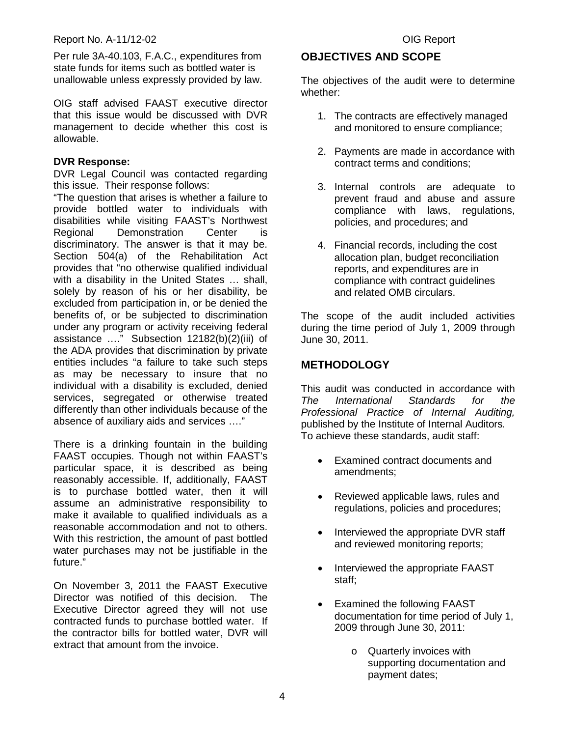Per rule 3A-40.103, F.A.C., expenditures from state funds for items such as bottled water is unallowable unless expressly provided by law.

OIG staff advised FAAST executive director that this issue would be discussed with DVR management to decide whether this cost is allowable.

**DVR Response:**

DVR Legal Council was contacted regarding this issue. Their response follows:

"The question that arises is whether a failure to provide bottled water to individuals with disabilities while visiting FAAST's Northwest Regional Demonstration Center is discriminatory. The answer is that it may be. Section 504(a) of the Rehabilitation Act provides that "no otherwise qualified individual with a disability in the United States … shall, solely by reason of his or her disability, be excluded from participation in, or be denied the benefits of, or be subjected to discrimination under any program or activity receiving federal assistance …." Subsection 12182(b)(2)(iii) of the ADA provides that discrimination by private entities includes "a failure to take such steps as may be necessary to insure that no individual with a disability is excluded, denied services, segregated or otherwise treated differently than other individuals because of the absence of auxiliary aids and services …."

There is a drinking fountain in the building FAAST occupies. Though not within FAAST's particular space, it is described as being reasonably accessible. If, additionally, FAAST is to purchase bottled water, then it will assume an administrative responsibility to make it available to qualified individuals as a reasonable accommodation and not to others. With this restriction, the amount of past bottled water purchases may not be justifiable in the future."

On November 3, 2011 the FAAST Executive Director was notified of this decision. The Executive Director agreed they will not use contracted funds to purchase bottled water. If the contractor bills for bottled water, DVR will extract that amount from the invoice.

## OBJECTIVES AND SCOPE

The objectives of the audit were to determine whether:

1. The contracts are effectively managed and monitored to ensure compliance;
2. Payments are made in accordance with contract terms and conditions;
3. Internal controls are adequate to prevent fraud and abuse and assure compliance with laws, regulations, policies, and procedures; and
4. Financial records, including the cost allocation plan, budget reconciliation reports, and expenditures are in compliance with contract guidelines and related OMB circulars.

The scope of the audit included activities during the time period of July 1, 2009 through June 30, 2011.

## METHODOLOGY

This audit was conducted in accordance with *The International Standards for the Professional Practice of Internal Auditing,* published by the Institute of Internal Auditors. To achieve these standards, audit staff:

- Examined contract documents and amendments;
- Reviewed applicable laws, rules and regulations, policies and procedures;
- Interviewed the appropriate DVR staff and reviewed monitoring reports;
- Interviewed the appropriate FAAST staff;
- Examined the following FAAST documentation for time period of July 1, 2009 through June 30, 2011:
  - Quarterly invoices with supporting documentation and payment dates;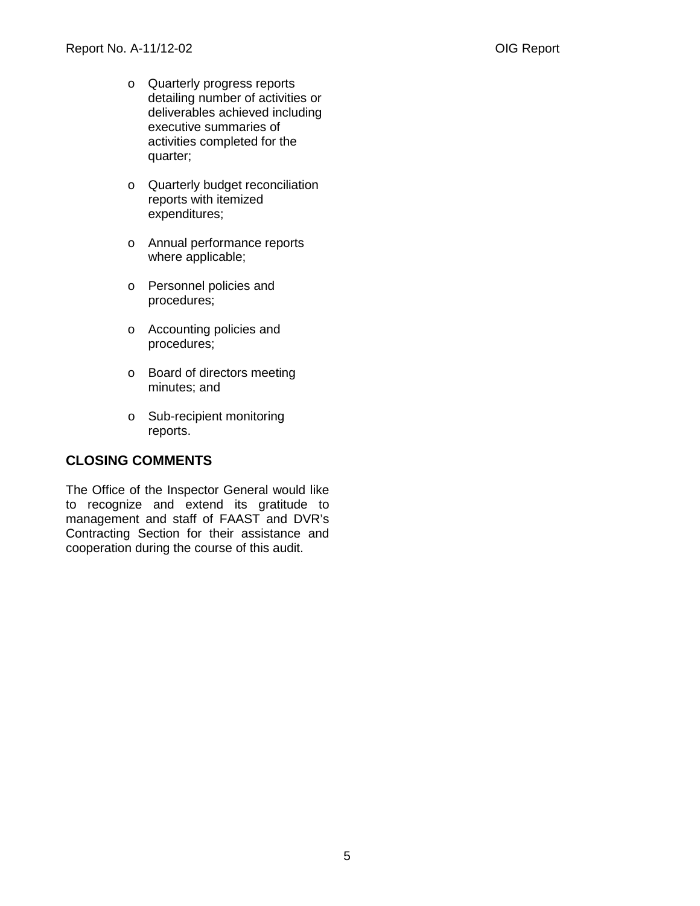- Quarterly progress reports detailing number of activities or deliverables achieved including executive summaries of activities completed for the quarter;

- Quarterly budget reconciliation reports with itemized expenditures;

- Annual performance reports where applicable;

- Personnel policies and procedures;

- Accounting policies and procedures;

- Board of directors meeting minutes; and

- Sub-recipient monitoring reports.

## CLOSING COMMENTS

The Office of the Inspector General would like to recognize and extend its gratitude to management and staff of FAAST and DVR's Contracting Section for their assistance and cooperation during the course of this audit.